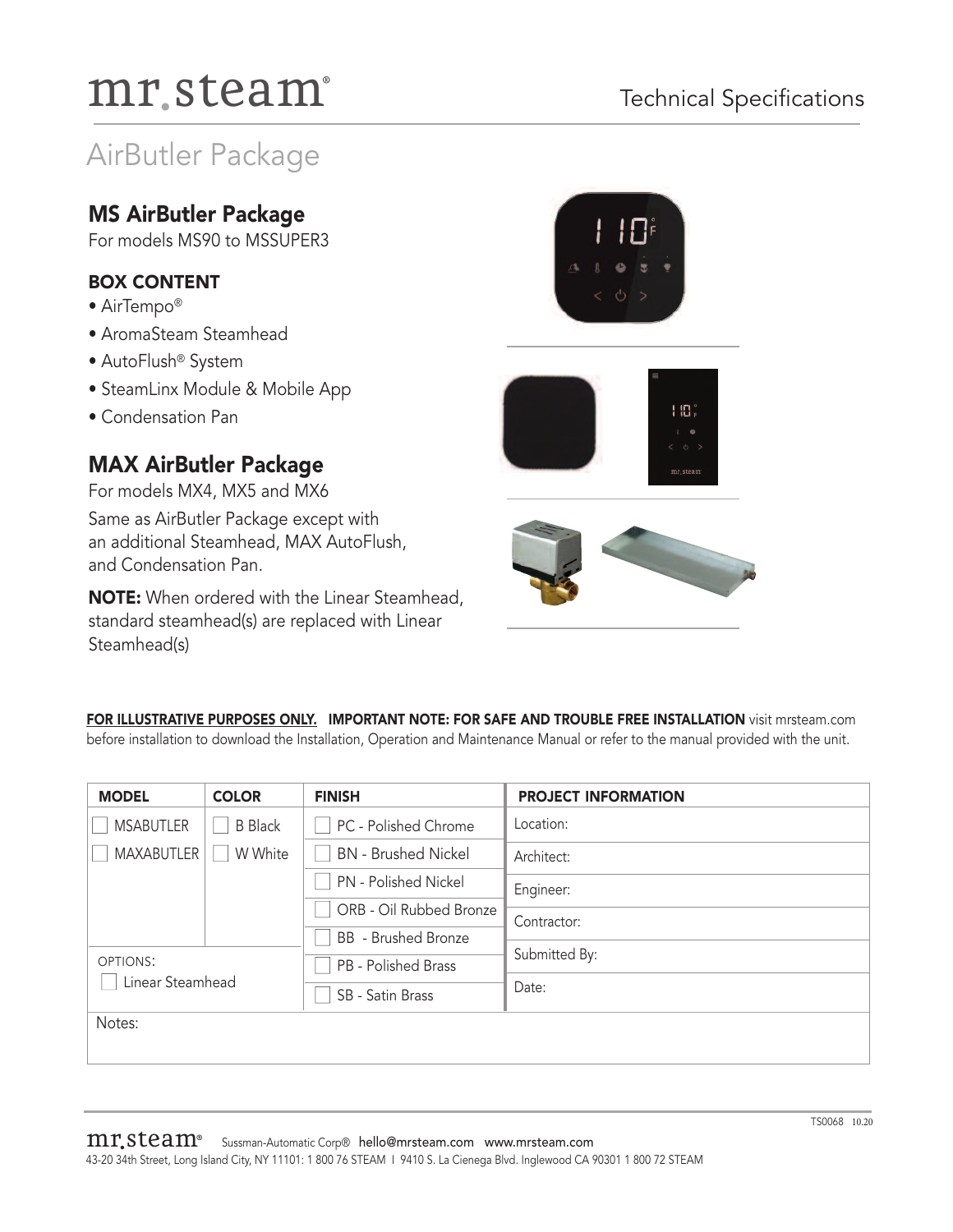# mr.steam®

Technical Specifications

## AirButler Package

### MS AirButler Package

For models MS90 to MSSUPER3

#### BOX CONTENT

- AirTempo®
- AromaSteam Steamhead
- AutoFlush® System
- SteamLinx Module & Mobile App
- Condensation Pan

### MAX AirButler Package

For models MX4, MX5 and MX6

Same as AirButler Package except with an additional Steamhead, MAX AutoFlush, and Condensation Pan.

**NOTE:** When ordered with the Linear Steamhead, standard steamhead(s) are replaced with Linear Steamhead(s)

**FOR ILLUSTRATIVE PURPOSES ONLY.** **IMPORTANT NOTE: FOR SAFE AND TROUBLE FREE INSTALLATION** visit mrsteam.com before installation to download the Installation, Operation and Maintenance Manual or refer to the manual provided with the unit.

| MODEL | COLOR | FINISH | PROJECT INFORMATION |
|---|---|---|---|
| ☐ MSABUTLER | ☐ B Black | ☐ PC - Polished Chrome | Location: |
| ☐ MAXABUTLER | ☐ W White | ☐ BN - Brushed Nickel | Architect: |
| | | ☐ PN - Polished Nickel | Engineer: |
| | | ☐ ORB - Oil Rubbed Bronze | Contractor: |
| | | ☐ BB - Brushed Bronze | Submitted By: |
| OPTIONS: ☐ Linear Steamhead | | ☐ PB - Polished Brass | Date: |
| | | ☐ SB - Satin Brass | |
| Notes: | | | |

TS0068 10.20

mr.steam® Sussman-Automatic Corp® hello@mrsteam.com www.mrsteam.com
43-20 34th Street, Long Island City, NY 11101: 1 800 76 STEAM | 9410 S. La Cienega Blvd. Inglewood CA 90301 1 800 72 STEAM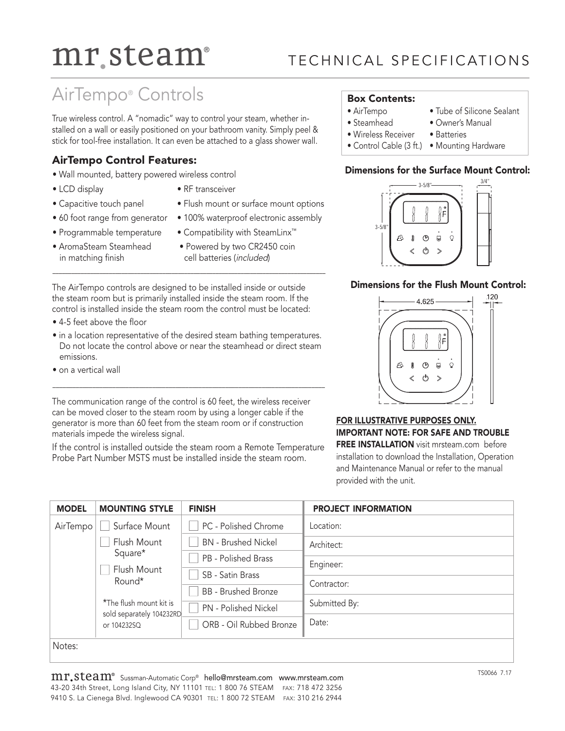# mr.steam®

TECHNICAL SPECIFICATIONS

## AirTempo® Controls

True wireless control. A "nomadic" way to control your steam, whether installed on a wall or easily positioned on your bathroom vanity. Simply peel & stick for tool-free installation. It can even be attached to a glass shower wall.

### AirTempo Control Features:

- Wall mounted, battery powered wireless control
- LCD display
- RF transceiver
- Capacitive touch panel
- Flush mount or surface mount options
- 60 foot range from generator
- 100% waterproof electronic assembly
- Programmable temperature
- Compatibility with SteamLinx™
- AromaSteam Steamhead in matching finish
- Powered by two CR2450 coin cell batteries (*included*)

The AirTempo controls are designed to be installed inside or outside the steam room but is primarily installed inside the steam room. If the control is installed inside the steam room the control must be located:

- 4-5 feet above the floor
- in a location representative of the desired steam bathing temperatures. Do not locate the control above or near the steamhead or direct steam emissions.
- on a vertical wall

The communication range of the control is 60 feet, the wireless receiver can be moved closer to the steam room by using a longer cable if the generator is more than 60 feet from the steam room or if construction materials impede the wireless signal.

If the control is installed outside the steam room a Remote Temperature Probe Part Number MSTS must be installed inside the steam room.

### Box Contents:

- AirTempo
- Steamhead
- Wireless Receiver
- Control Cable (3 ft.)
- Tube of Silicone Sealant
- Owner's Manual
- Batteries
- Mounting Hardware

### Dimensions for the Surface Mount Control:

3-5/8" × 3-5/8", depth 3/4"

### Dimensions for the Flush Mount Control:

4.625, depth .120

**FOR ILLUSTRATIVE PURPOSES ONLY.**
**IMPORTANT NOTE: FOR SAFE AND TROUBLE FREE INSTALLATION** visit mrsteam.com before installation to download the Installation, Operation and Maintenance Manual or refer to the manual provided with the unit.

| MODEL | MOUNTING STYLE | FINISH | PROJECT INFORMATION |
|---|---|---|---|
| AirTempo | ☐ Surface Mount | ☐ PC - Polished Chrome | Location: |
| | ☐ Flush Mount Square* | ☐ BN - Brushed Nickel | Architect: |
| | | ☐ PB - Polished Brass | Engineer: |
| | ☐ Flush Mount Round* | ☐ SB - Satin Brass | Contractor: |
| | | ☐ BB - Brushed Bronze | |
| | *The flush mount kit is sold separately 104232RD or 104232SQ | ☐ PN - Polished Nickel | Submitted By: |
| | | ☐ ORB - Oil Rubbed Bronze | Date: |

Notes:

mr.steam® Sussman-Automatic Corp® hello@mrsteam.com www.mrsteam.com
43-20 34th Street, Long Island City, NY 11101 TEL: 1 800 76 STEAM FAX: 718 472 3256
9410 S. La Cienega Blvd. Inglewood CA 90301 TEL: 1 800 72 STEAM FAX: 310 216 2944

TS0066 7.17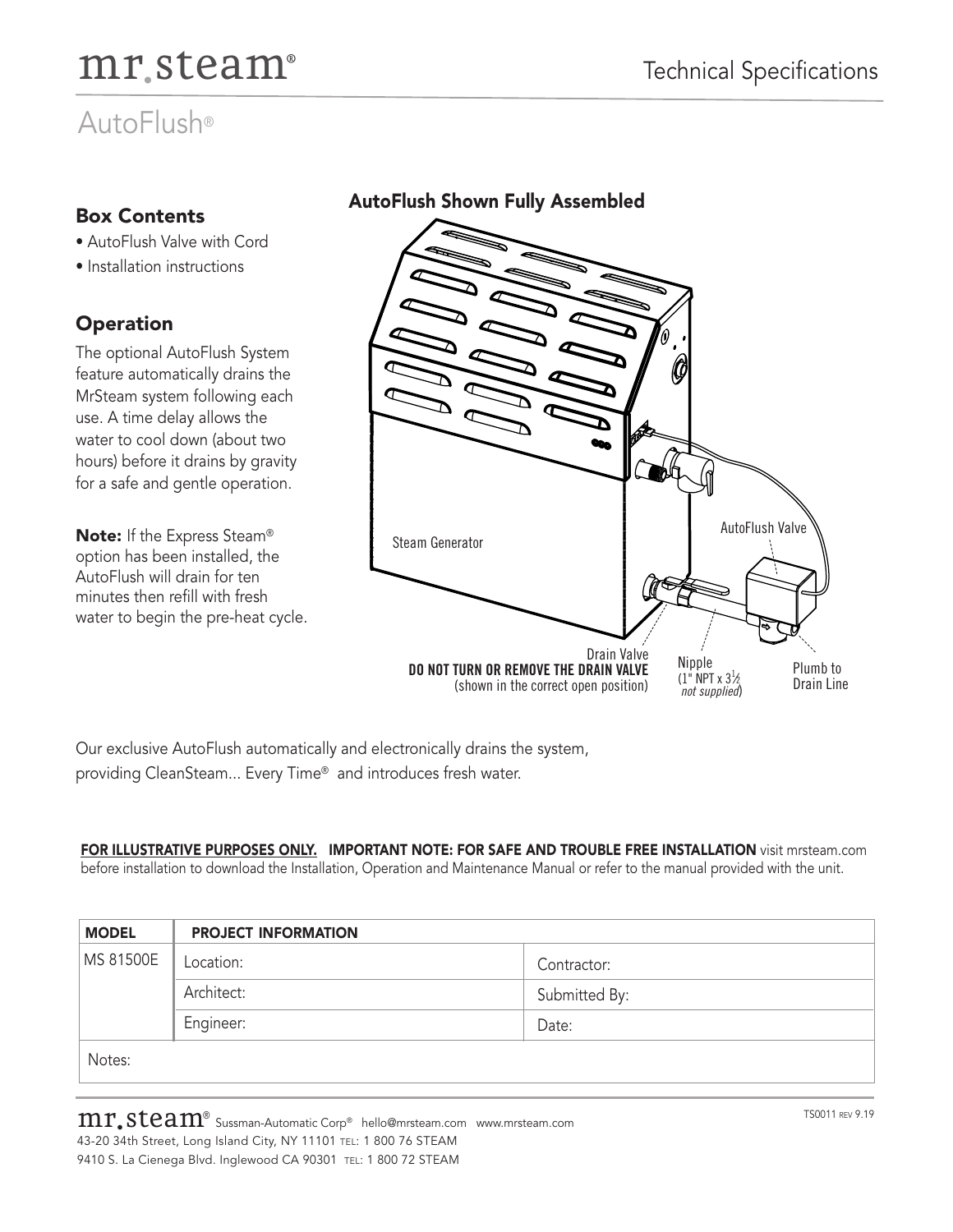# mr.steam®

## Technical Specifications

# AutoFlush®

### Box Contents

- AutoFlush Valve with Cord
- Installation instructions

### Operation

The optional AutoFlush System feature automatically drains the MrSteam system following each use. A time delay allows the water to cool down (about two hours) before it drains by gravity for a safe and gentle operation.

**Note:** If the Express Steam® option has been installed, the AutoFlush will drain for ten minutes then refill with fresh water to begin the pre-heat cycle.

### AutoFlush Shown Fully Assembled

Steam Generator

AutoFlush Valve

Drain Valve
**DO NOT TURN OR REMOVE THE DRAIN VALVE**
(shown in the correct open position)

Nipple
(1" NPT x 3½ *not supplied*)

Plumb to Drain Line

Our exclusive AutoFlush automatically and electronically drains the system, providing CleanSteam... Every Time® and introduces fresh water.

**FOR ILLUSTRATIVE PURPOSES ONLY. IMPORTANT NOTE: FOR SAFE AND TROUBLE FREE INSTALLATION** visit mrsteam.com before installation to download the Installation, Operation and Maintenance Manual or refer to the manual provided with the unit.

| MODEL | PROJECT INFORMATION | |
|---|---|---|
| MS 81500E | Location: | Contractor: |
| | Architect: | Submitted By: |
| | Engineer: | Date: |
| Notes: | | |

mr.steam® Sussman-Automatic Corp® hello@mrsteam.com www.mrsteam.com
43-20 34th Street, Long Island City, NY 11101 TEL: 1 800 76 STEAM
9410 S. La Cienega Blvd. Inglewood CA 90301 TEL: 1 800 72 STEAM

TS0011 REV 9.19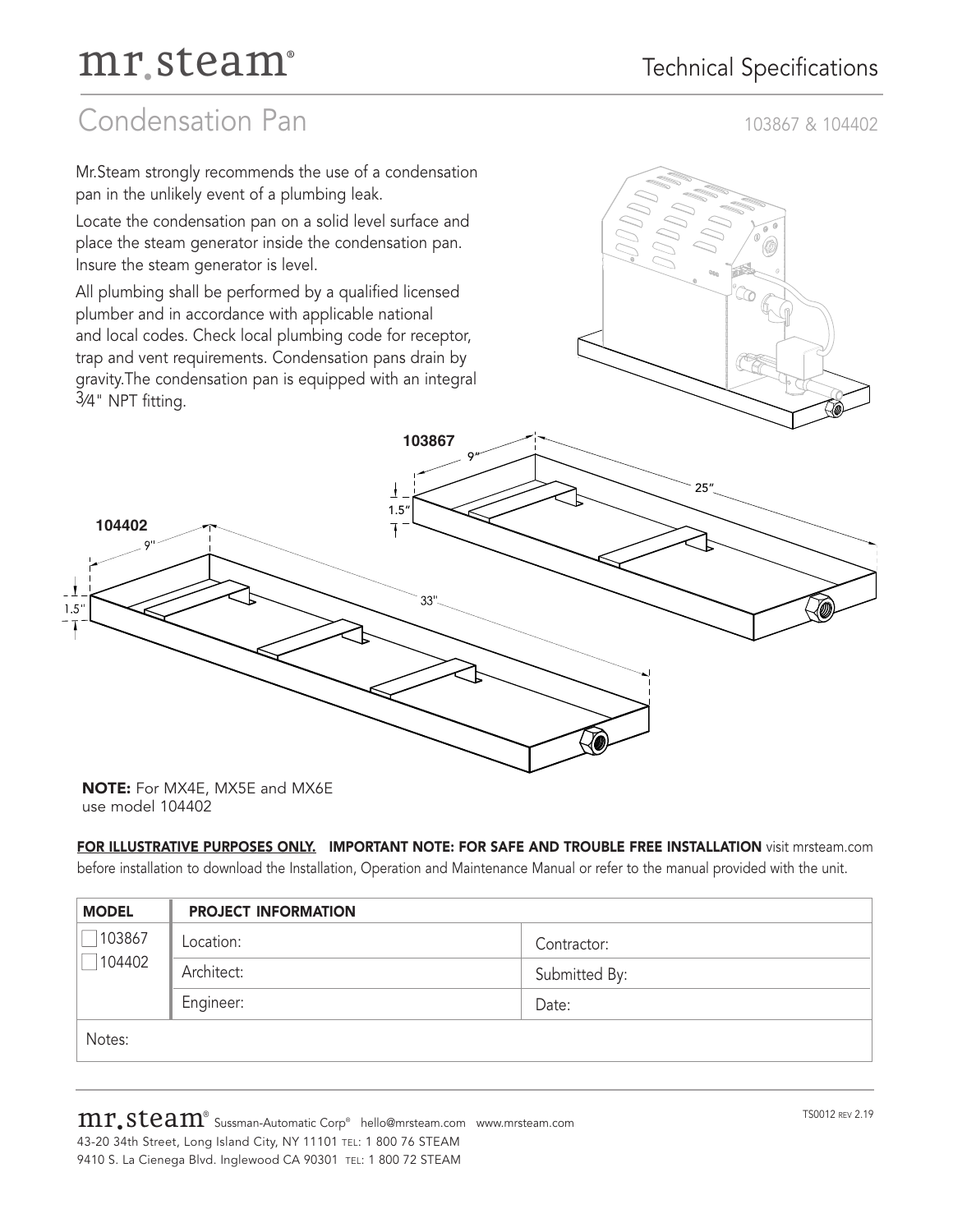# mr.steam

Technical Specifications

## Condensation Pan

103867 & 104402

Mr.Steam strongly recommends the use of a condensation pan in the unlikely event of a plumbing leak.

Locate the condensation pan on a solid level surface and place the steam generator inside the condensation pan. Insure the steam generator is level.

All plumbing shall be performed by a qualified licensed plumber and in accordance with applicable national and local codes. Check local plumbing code for receptor, trap and vent requirements. Condensation pans drain by gravity. The condensation pan is equipped with an integral 3⁄4" NPT fitting.

**103867**

9" | 25" | 1.5"

**104402**

9" | 33" | 1.5"

**NOTE:** For MX4E, MX5E and MX6E use model 104402

**FOR ILLUSTRATIVE PURPOSES ONLY.** **IMPORTANT NOTE: FOR SAFE AND TROUBLE FREE INSTALLATION** visit mrsteam.com before installation to download the Installation, Operation and Maintenance Manual or refer to the manual provided with the unit.

| MODEL | PROJECT INFORMATION | |
|---|---|---|
| ☐ 103867 | Location: | Contractor: |
| ☐ 104402 | Architect: | Submitted By: |
| | Engineer: | Date: |
| Notes: | | |

mr.steam® Sussman-Automatic Corp® hello@mrsteam.com www.mrsteam.com
43-20 34th Street, Long Island City, NY 11101 TEL: 1 800 76 STEAM
9410 S. La Cienega Blvd. Inglewood CA 90301 TEL: 1 800 72 STEAM

TS0012 REV 2.19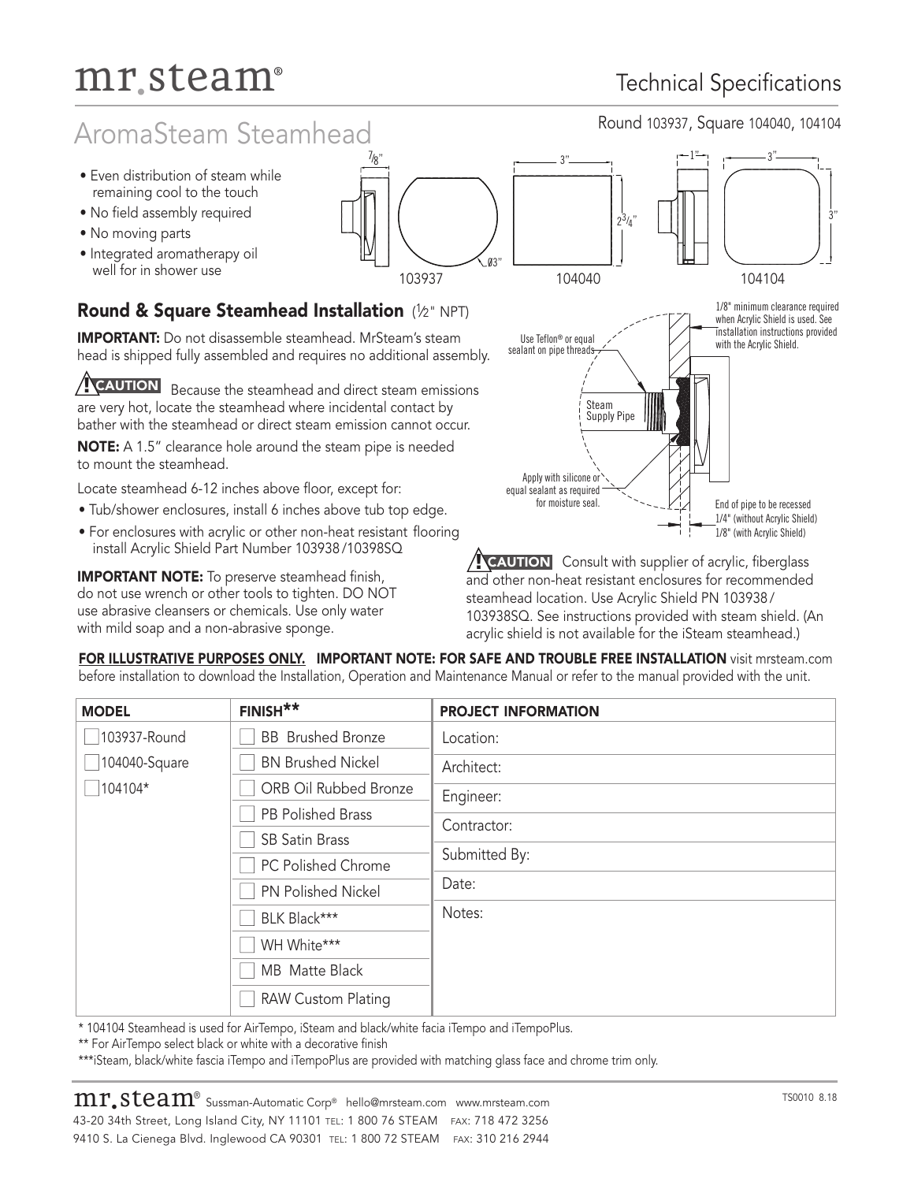# mr.steam®

## Technical Specifications

# AromaSteam Steamhead

Round 103937, Square 104040, 104104

- Even distribution of steam while remaining cool to the touch
- No field assembly required
- No moving parts
- Integrated aromatherapy oil well for in shower use

7/8" 3" 1" 3" $2^3/_4$" 3" Ø3"

103937 104040 104104

## Round & Square Steamhead Installation (½" NPT)

**IMPORTANT:** Do not disassemble steamhead. MrSteam's steam head is shipped fully assembled and requires no additional assembly.

**CAUTION** Because the steamhead and direct steam emissions are very hot, locate the steamhead where incidental contact by bather with the steamhead or direct steam emission cannot occur.

**NOTE:** A 1.5" clearance hole around the steam pipe is needed to mount the steamhead.

Locate steamhead 6-12 inches above floor, except for:

- Tub/shower enclosures, install 6 inches above tub top edge.
- For enclosures with acrylic or other non-heat resistant flooring install Acrylic Shield Part Number 103938/10398SQ

**IMPORTANT NOTE:** To preserve steamhead finish, do not use wrench or other tools to tighten. DO NOT use abrasive cleansers or chemicals. Use only water with mild soap and a non-abrasive sponge.

Use Teflon® or equal sealant on pipe threads

Steam Supply Pipe

Apply with silicone or equal sealant as required for moisture seal.

1/8" minimum clearance required when Acrylic Shield is used. See installation instructions provided with the Acrylic Shield.

End of pipe to be recessed 1/4" (without Acrylic Shield) 1/8" (with Acrylic Shield)

**CAUTION** Consult with supplier of acrylic, fiberglass and other non-heat resistant enclosures for recommended steamhead location. Use Acrylic Shield PN 103938/103938SQ. See instructions provided with steam shield. (An acrylic shield is not available for the iSteam steamhead.)

**FOR ILLUSTRATIVE PURPOSES ONLY. IMPORTANT NOTE: FOR SAFE AND TROUBLE FREE INSTALLATION** visit mrsteam.com before installation to download the Installation, Operation and Maintenance Manual or refer to the manual provided with the unit.

| MODEL | FINISH** | PROJECT INFORMATION |
|---|---|---|
| ☐ 103937-Round | ☐ BB Brushed Bronze | Location: |
| ☐ 104040-Square | ☐ BN Brushed Nickel | Architect: |
| ☐ 104104* | ☐ ORB Oil Rubbed Bronze | Engineer: |
| | ☐ PB Polished Brass | Contractor: |
| | ☐ SB Satin Brass | Submitted By: |
| | ☐ PC Polished Chrome | Date: |
| | ☐ PN Polished Nickel | Notes: |
| | ☐ BLK Black*** | |
| | ☐ WH White*** | |
| | ☐ MB Matte Black | |
| | ☐ RAW Custom Plating | |

\* 104104 Steamhead is used for AirTempo, iSteam and black/white facia iTempo and iTempoPlus.

** For AirTempo select black or white with a decorative finish

***iSteam, black/white fascia iTempo and iTempoPlus are provided with matching glass face and chrome trim only.

mr.steam® Sussman-Automatic Corp® hello@mrsteam.com www.mrsteam.com
43-20 34th Street, Long Island City, NY 11101 TEL: 1 800 76 STEAM FAX: 718 472 3256
9410 S. La Cienega Blvd. Inglewood CA 90301 TEL: 1 800 72 STEAM FAX: 310 216 2944

TS0010 8.18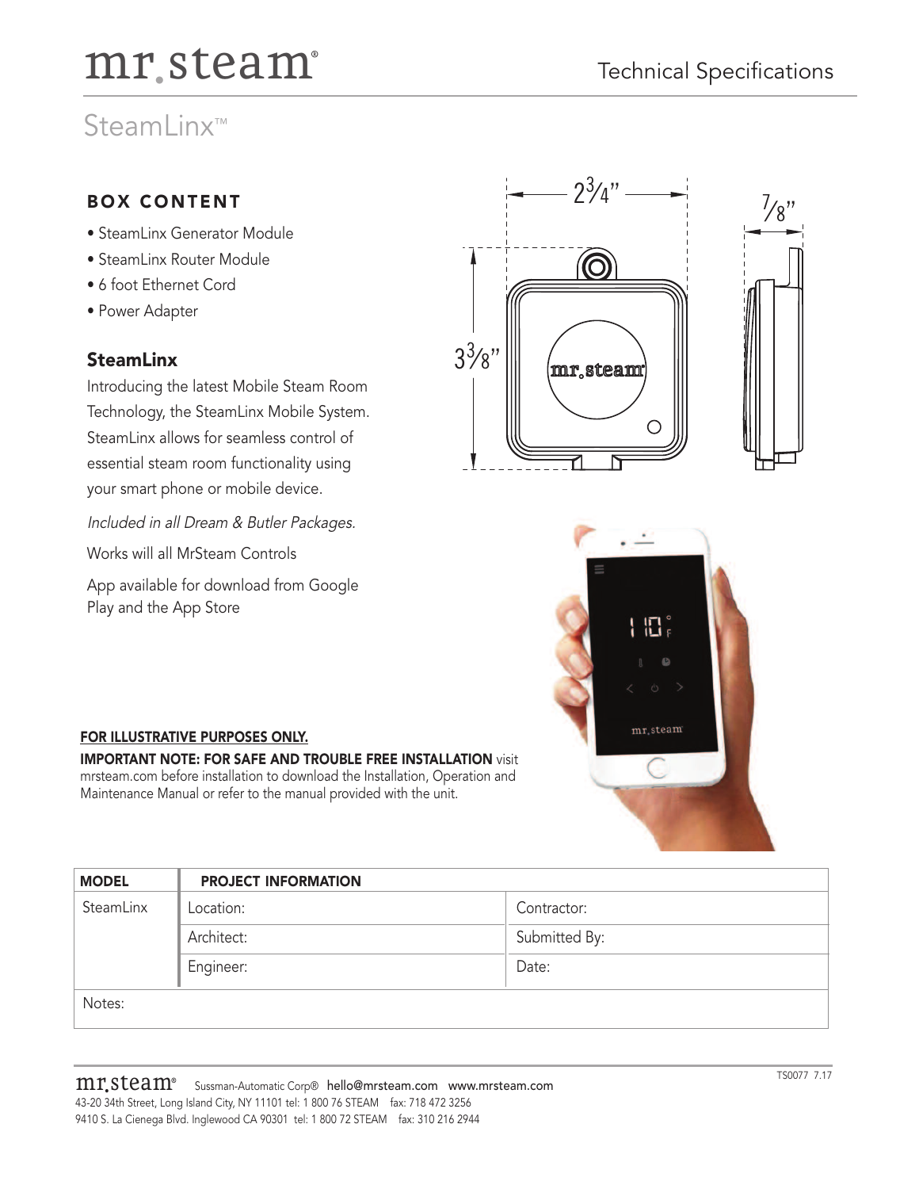# mr.steam

Technical Specifications

## SteamLinx™

### BOX CONTENT

- SteamLinx Generator Module
- SteamLinx Router Module
- 6 foot Ethernet Cord
- Power Adapter

### SteamLinx

Introducing the latest Mobile Steam Room Technology, the SteamLinx Mobile System. SteamLinx allows for seamless control of essential steam room functionality using your smart phone or mobile device.

*Included in all Dream & Butler Packages.*

Works will all MrSteam Controls

App available for download from Google Play and the App Store

2¾"

⅞"

3⅜"

**FOR ILLUSTRATIVE PURPOSES ONLY.**

**IMPORTANT NOTE: FOR SAFE AND TROUBLE FREE INSTALLATION** visit mrsteam.com before installation to download the Installation, Operation and Maintenance Manual or refer to the manual provided with the unit.

| MODEL | PROJECT INFORMATION | |
|---|---|---|
| SteamLinx | Location: | Contractor: |
| | Architect: | Submitted By: |
| | Engineer: | Date: |
| Notes: | | |

mr.steam® Sussman-Automatic Corp® hello@mrsteam.com www.mrsteam.com
43-20 34th Street, Long Island City, NY 11101 tel: 1 800 76 STEAM fax: 718 472 3256
9410 S. La Cienega Blvd. Inglewood CA 90301 tel: 1 800 72 STEAM fax: 310 216 2944

TS0077 7.17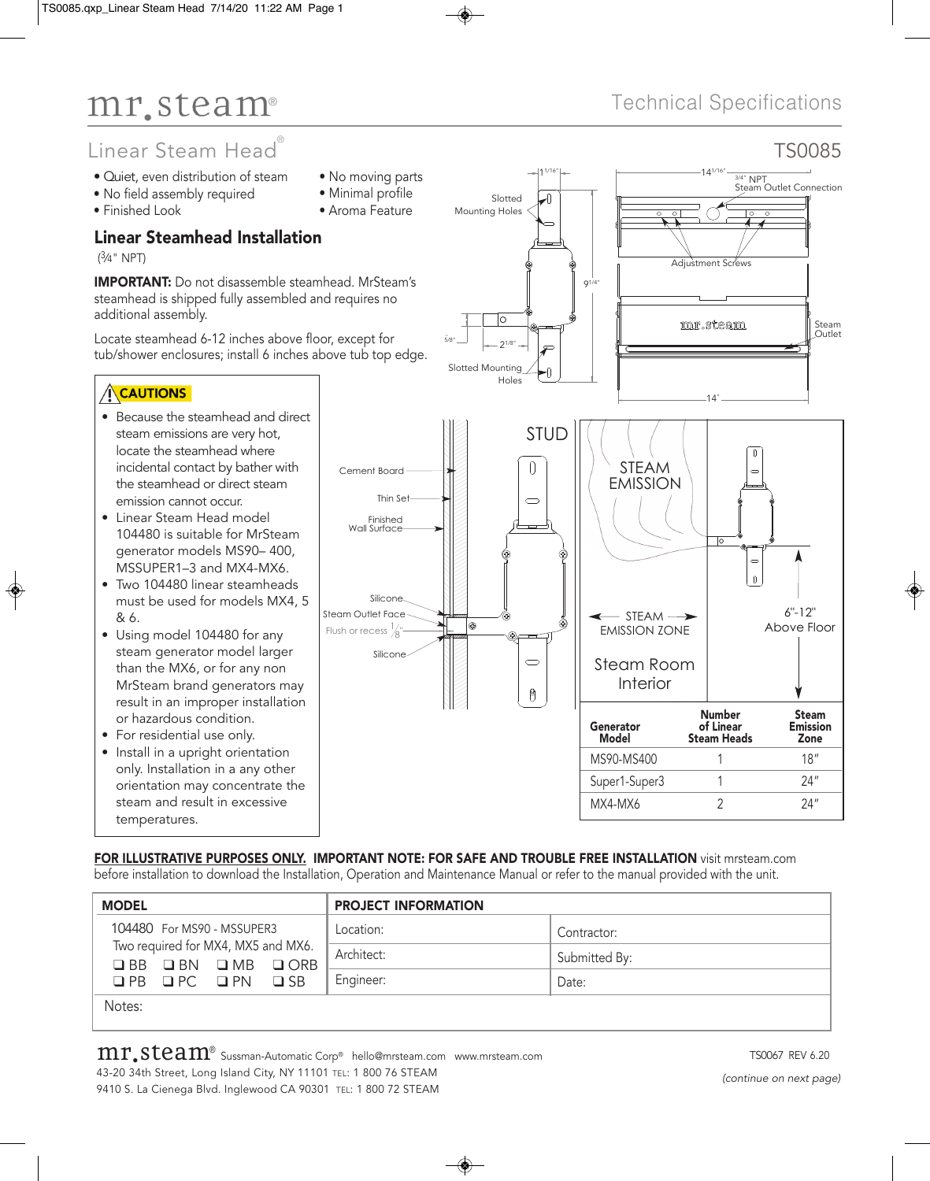# mr.steam®

Technical Specifications

## Linear Steam Head®

TS0085

- Quiet, even distribution of steam
- No field assembly required
- Finished Look
- No moving parts
- Minimal profile
- Aroma Feature

### Linear Steamhead Installation

(3/4" NPT)

**IMPORTANT:** Do not disassemble steamhead. MrSteam's steamhead is shipped fully assembled and requires no additional assembly.

Locate steamhead 6-12 inches above floor, except for tub/shower enclosures; install 6 inches above tub top edge.

**CAUTIONS**

- Because the steamhead and direct steam emissions are very hot, locate the steamhead where incidental contact by bather with the steamhead or direct steam emission cannot occur.
- Linear Steam Head model 104480 is suitable for MrSteam generator models MS90– 400, MSSUPER1–3 and MX4-MX6.
- Two 104480 linear steamheads must be used for models MX4, 5 & 6.
- Using model 104480 for any steam generator model larger than the MX6, or for any non MrSteam brand generators may result in an improper installation or hazardous condition.
- For residential use only.
- Install in a upright orientation only. Installation in a any other orientation may concentrate the steam and result in excessive temperatures.

| Generator Model | Number of Linear Steam Heads | Steam Emission Zone |
|---|---|---|
| MS90-MS400 | 1 | 18" |
| Super1-Super3 | 1 | 24" |
| MX4-MX6 | 2 | 24" |

**FOR ILLUSTRATIVE PURPOSES ONLY. IMPORTANT NOTE: FOR SAFE AND TROUBLE FREE INSTALLATION** visit mrsteam.com before installation to download the Installation, Operation and Maintenance Manual or refer to the manual provided with the unit.

| MODEL | PROJECT INFORMATION | |
|---|---|---|
| 104480 For MS90 - MSSUPER3<br>Two required for MX4, MX5 and MX6.<br>❑ BB ❑ BN ❑ MB ❑ ORB<br>❑ PB ❑ PC ❑ PN ❑ SB | Location: | Contractor: |
| | Architect: | Submitted By: |
| | Engineer: | Date: |
| Notes: | | |

mr.steam® Sussman-Automatic Corp® hello@mrsteam.com www.mrsteam.com
43-20 34th Street, Long Island City, NY 11101 TEL: 1 800 76 STEAM
9410 S. La Cienega Blvd. Inglewood CA 90301 TEL: 1 800 72 STEAM

TS0067 REV 6.20

*(continue on next page)*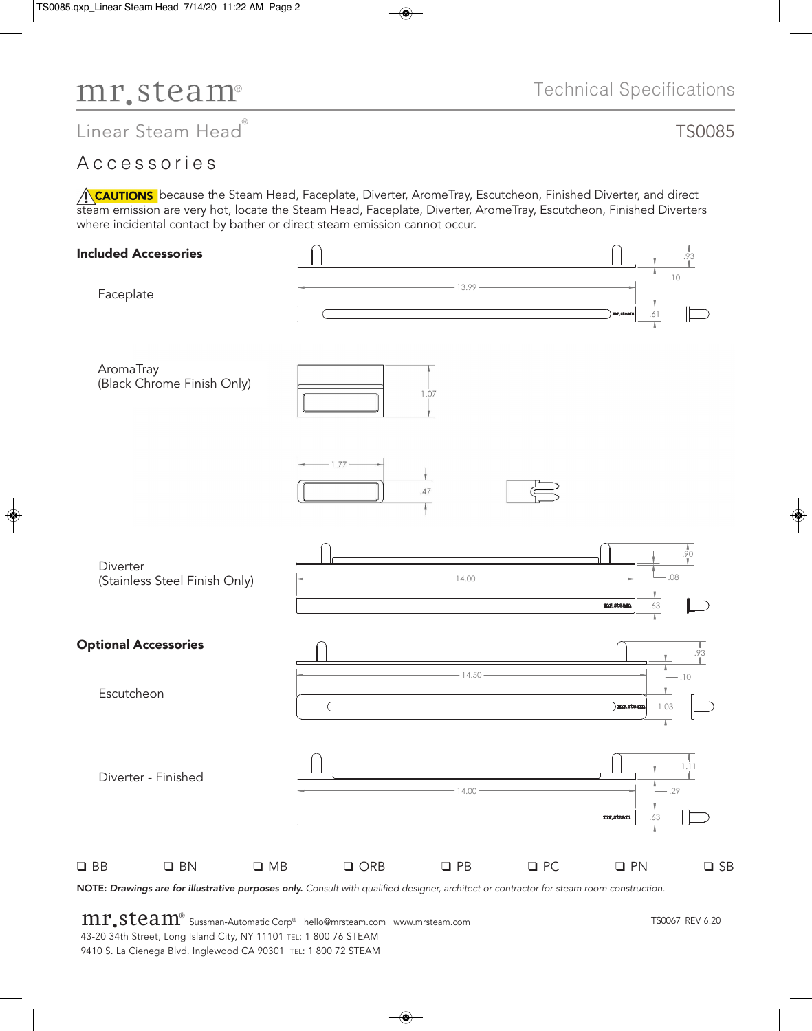# mr.steam®

Technical Specifications

## Linear Steam Head®

TS0085

## Accessories

⚠ **CAUTIONS** because the Steam Head, Faceplate, Diverter, AromeTray, Escutcheon, Finished Diverter, and direct steam emission are very hot, locate the Steam Head, Faceplate, Diverter, AromeTray, Escutcheon, Finished Diverters where incidental contact by bather or direct steam emission cannot occur.

### Included Accessories

Faceplate

.93
.10
13.99
.61

AromaTray
(Black Chrome Finish Only)

1.07
1.77
.47

Diverter
(Stainless Steel Finish Only)

.90
.08
14.00
.63

### Optional Accessories

Escutcheon

.93
.10
14.50
1.03

Diverter - Finished

1.11
.29
14.00
.63

❑ BB ❑ BN ❑ MB ❑ ORB ❑ PB ❑ PC ❑ PN ❑ SB

**NOTE:** ***Drawings are for illustrative purposes only.*** *Consult with qualified designer, architect or contractor for steam room construction.*

mr.steam® Sussman-Automatic Corp® hello@mrsteam.com www.mrsteam.com
43-20 34th Street, Long Island City, NY 11101 TEL: 1 800 76 STEAM
9410 S. La Cienega Blvd. Inglewood CA 90301 TEL: 1 800 72 STEAM

TS0067 REV 6.20